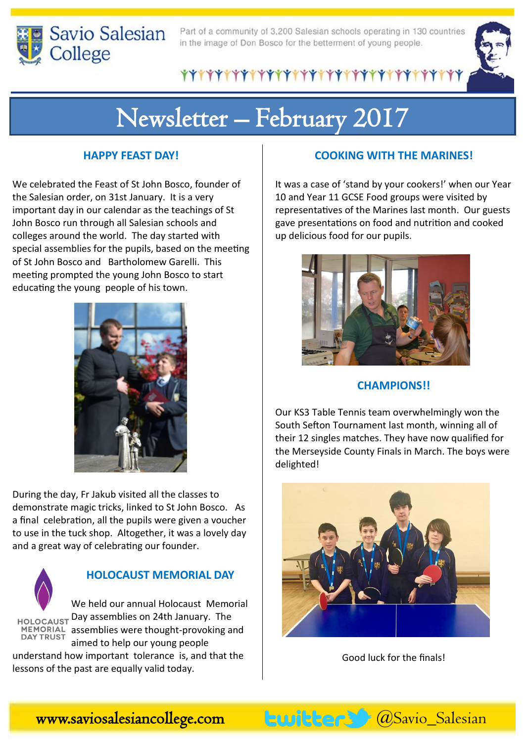Savio Salesian College

Part of a community of 3,200 Salesian schools operating in 130 countries in the image of Don Bosco for the betterment of young people.

# Newsletter – February 2017

## HAPPY FEAST DAY!

We celebrated the Feast of St John Bosco, founder of the Salesian order, on 31st January. It is a very important day in our calendar as the teachings of St John Bosco run through all Salesian schools and colleges around the world. The day started with special assemblies for the pupils, based on the meeting of St John Bosco and Bartholomew Garelli. This meeting prompted the young John Bosco to start educating the young people of his town.

During the day, Fr Jakub visited all the classes to demonstrate magic tricks, linked to St John Bosco. As a final celebration, all the pupils were given a voucher to use in the tuck shop. Altogether, it was a lovely day and a great way of celebrating our founder.

## HOLOCAUST MEMORIAL DAY

HOLOCAUST MEMORIAL DAY TRUST

We held our annual Holocaust Memorial Day assemblies on 24th January. The assemblies were thought-provoking and aimed to help our young people understand how important tolerance is, and that the lessons of the past are equally valid today.

## COOKING WITH THE MARINES!

It was a case of 'stand by your cookers!' when our Year 10 and Year 11 GCSE Food groups were visited by representatives of the Marines last month. Our guests gave presentations on food and nutrition and cooked up delicious food for our pupils.

## CHAMPIONS!!

Our KS3 Table Tennis team overwhelmingly won the South Sefton Tournament last month, winning all of their 12 singles matches. They have now qualified for the Merseyside County Finals in March. The boys were delighted!

Good luck for the finals!

www.saviosalesiancollege.com twitter @Savio_Salesian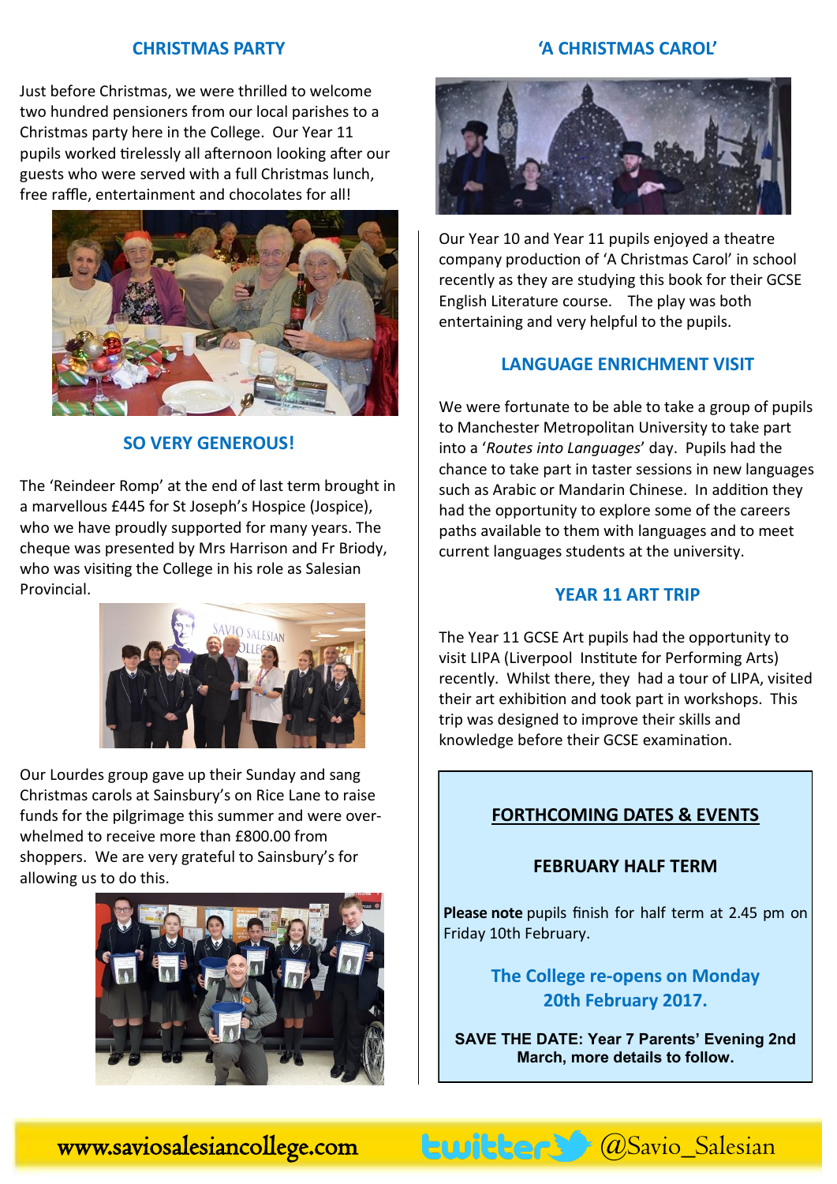## CHRISTMAS PARTY

Just before Christmas, we were thrilled to welcome two hundred pensioners from our local parishes to a Christmas party here in the College. Our Year 11 pupils worked tirelessly all afternoon looking after our guests who were served with a full Christmas lunch, free raffle, entertainment and chocolates for all!

## SO VERY GENEROUS!

The 'Reindeer Romp' at the end of last term brought in a marvellous £445 for St Joseph's Hospice (Jospice), who we have proudly supported for many years. The cheque was presented by Mrs Harrison and Fr Briody, who was visiting the College in his role as Salesian Provincial.

Our Lourdes group gave up their Sunday and sang Christmas carols at Sainsbury's on Rice Lane to raise funds for the pilgrimage this summer and were overwhelmed to receive more than £800.00 from shoppers. We are very grateful to Sainsbury's for allowing us to do this.

## 'A CHRISTMAS CAROL'

Our Year 10 and Year 11 pupils enjoyed a theatre company production of 'A Christmas Carol' in school recently as they are studying this book for their GCSE English Literature course. The play was both entertaining and very helpful to the pupils.

## LANGUAGE ENRICHMENT VISIT

We were fortunate to be able to take a group of pupils to Manchester Metropolitan University to take part into a '*Routes into Languages*' day. Pupils had the chance to take part in taster sessions in new languages such as Arabic or Mandarin Chinese. In addition they had the opportunity to explore some of the careers paths available to them with languages and to meet current languages students at the university.

## YEAR 11 ART TRIP

The Year 11 GCSE Art pupils had the opportunity to visit LIPA (Liverpool Institute for Performing Arts) recently. Whilst there, they had a tour of LIPA, visited their art exhibition and took part in workshops. This trip was designed to improve their skills and knowledge before their GCSE examination.

## FORTHCOMING DATES & EVENTS

### FEBRUARY HALF TERM

**Please note** pupils finish for half term at 2.45 pm on Friday 10th February.

**The College re-opens on Monday 20th February 2017.**

**SAVE THE DATE: Year 7 Parents' Evening 2nd March, more details to follow.**

www.saviosalesiancollege.com twitter @Savio_Salesian